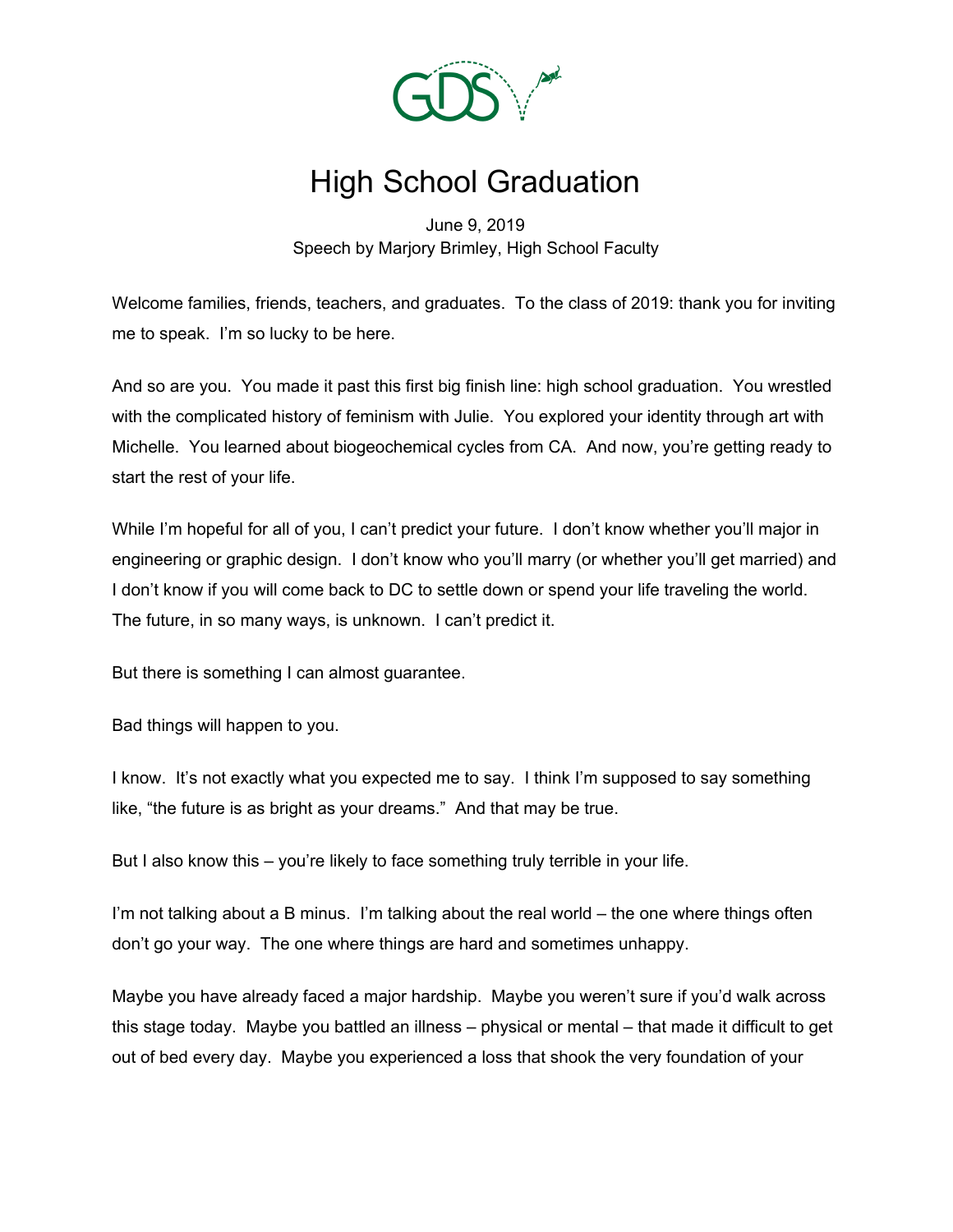# High School Graduation

June 9, 2019
Speech by Marjory Brimley, High School Faculty

Welcome families, friends, teachers, and graduates. To the class of 2019: thank you for inviting me to speak. I'm so lucky to be here.

And so are you. You made it past this first big finish line: high school graduation. You wrestled with the complicated history of feminism with Julie. You explored your identity through art with Michelle. You learned about biogeochemical cycles from CA. And now, you're getting ready to start the rest of your life.

While I'm hopeful for all of you, I can't predict your future. I don't know whether you'll major in engineering or graphic design. I don't know who you'll marry (or whether you'll get married) and I don't know if you will come back to DC to settle down or spend your life traveling the world. The future, in so many ways, is unknown. I can't predict it.

But there is something I can almost guarantee.

Bad things will happen to you.

I know. It's not exactly what you expected me to say. I think I'm supposed to say something like, "the future is as bright as your dreams." And that may be true.

But I also know this – you're likely to face something truly terrible in your life.

I'm not talking about a B minus. I'm talking about the real world – the one where things often don't go your way. The one where things are hard and sometimes unhappy.

Maybe you have already faced a major hardship. Maybe you weren't sure if you'd walk across this stage today. Maybe you battled an illness – physical or mental – that made it difficult to get out of bed every day. Maybe you experienced a loss that shook the very foundation of your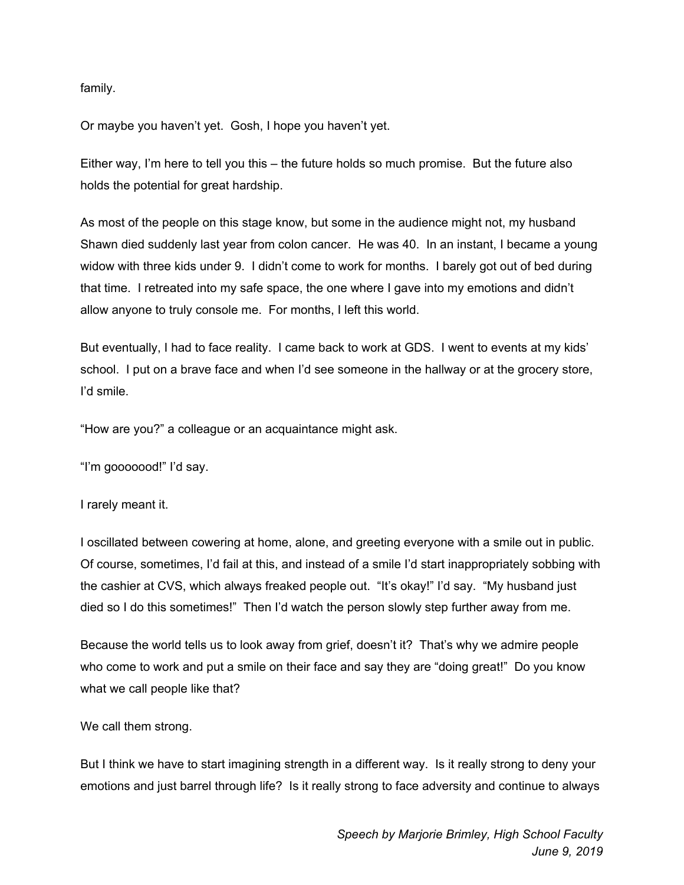family.

Or maybe you haven't yet. Gosh, I hope you haven't yet.

Either way, I'm here to tell you this – the future holds so much promise. But the future also holds the potential for great hardship.

As most of the people on this stage know, but some in the audience might not, my husband Shawn died suddenly last year from colon cancer. He was 40. In an instant, I became a young widow with three kids under 9. I didn't come to work for months. I barely got out of bed during that time. I retreated into my safe space, the one where I gave into my emotions and didn't allow anyone to truly console me. For months, I left this world.

But eventually, I had to face reality. I came back to work at GDS. I went to events at my kids' school. I put on a brave face and when I'd see someone in the hallway or at the grocery store, I'd smile.

"How are you?" a colleague or an acquaintance might ask.

"I'm gooooood!" I'd say.

I rarely meant it.

I oscillated between cowering at home, alone, and greeting everyone with a smile out in public. Of course, sometimes, I'd fail at this, and instead of a smile I'd start inappropriately sobbing with the cashier at CVS, which always freaked people out. "It's okay!" I'd say. "My husband just died so I do this sometimes!" Then I'd watch the person slowly step further away from me.

Because the world tells us to look away from grief, doesn't it? That's why we admire people who come to work and put a smile on their face and say they are "doing great!" Do you know what we call people like that?

We call them strong.

But I think we have to start imagining strength in a different way. Is it really strong to deny your emotions and just barrel through life? Is it really strong to face adversity and continue to always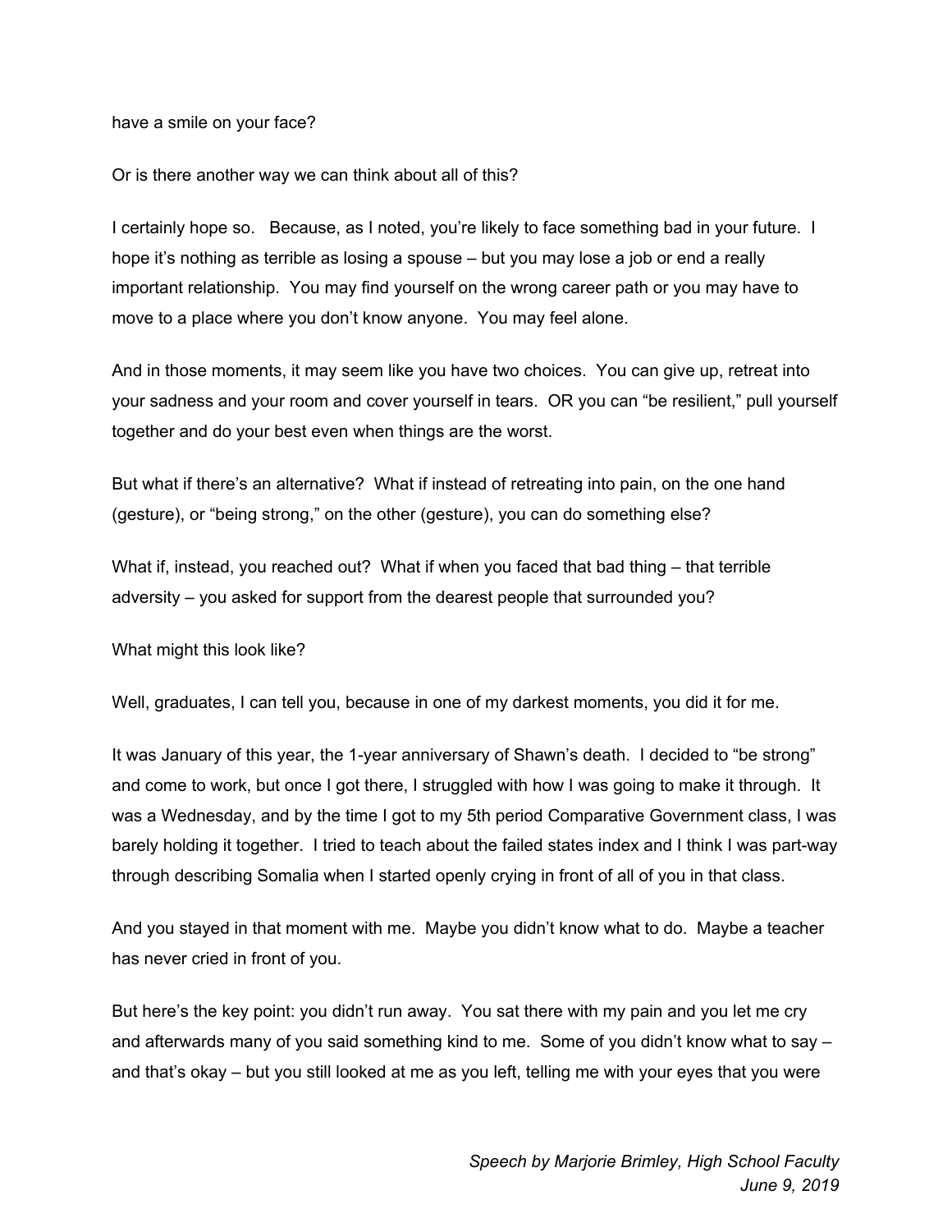have a smile on your face?

Or is there another way we can think about all of this?

I certainly hope so. Because, as I noted, you're likely to face something bad in your future. I hope it's nothing as terrible as losing a spouse – but you may lose a job or end a really important relationship. You may find yourself on the wrong career path or you may have to move to a place where you don't know anyone. You may feel alone.

And in those moments, it may seem like you have two choices. You can give up, retreat into your sadness and your room and cover yourself in tears. OR you can "be resilient," pull yourself together and do your best even when things are the worst.

But what if there's an alternative? What if instead of retreating into pain, on the one hand (gesture), or "being strong," on the other (gesture), you can do something else?

What if, instead, you reached out? What if when you faced that bad thing – that terrible adversity – you asked for support from the dearest people that surrounded you?

What might this look like?

Well, graduates, I can tell you, because in one of my darkest moments, you did it for me.

It was January of this year, the 1-year anniversary of Shawn's death. I decided to "be strong" and come to work, but once I got there, I struggled with how I was going to make it through. It was a Wednesday, and by the time I got to my 5th period Comparative Government class, I was barely holding it together. I tried to teach about the failed states index and I think I was part-way through describing Somalia when I started openly crying in front of all of you in that class.

And you stayed in that moment with me. Maybe you didn't know what to do. Maybe a teacher has never cried in front of you.

But here's the key point: you didn't run away. You sat there with my pain and you let me cry and afterwards many of you said something kind to me. Some of you didn't know what to say – and that's okay – but you still looked at me as you left, telling me with your eyes that you were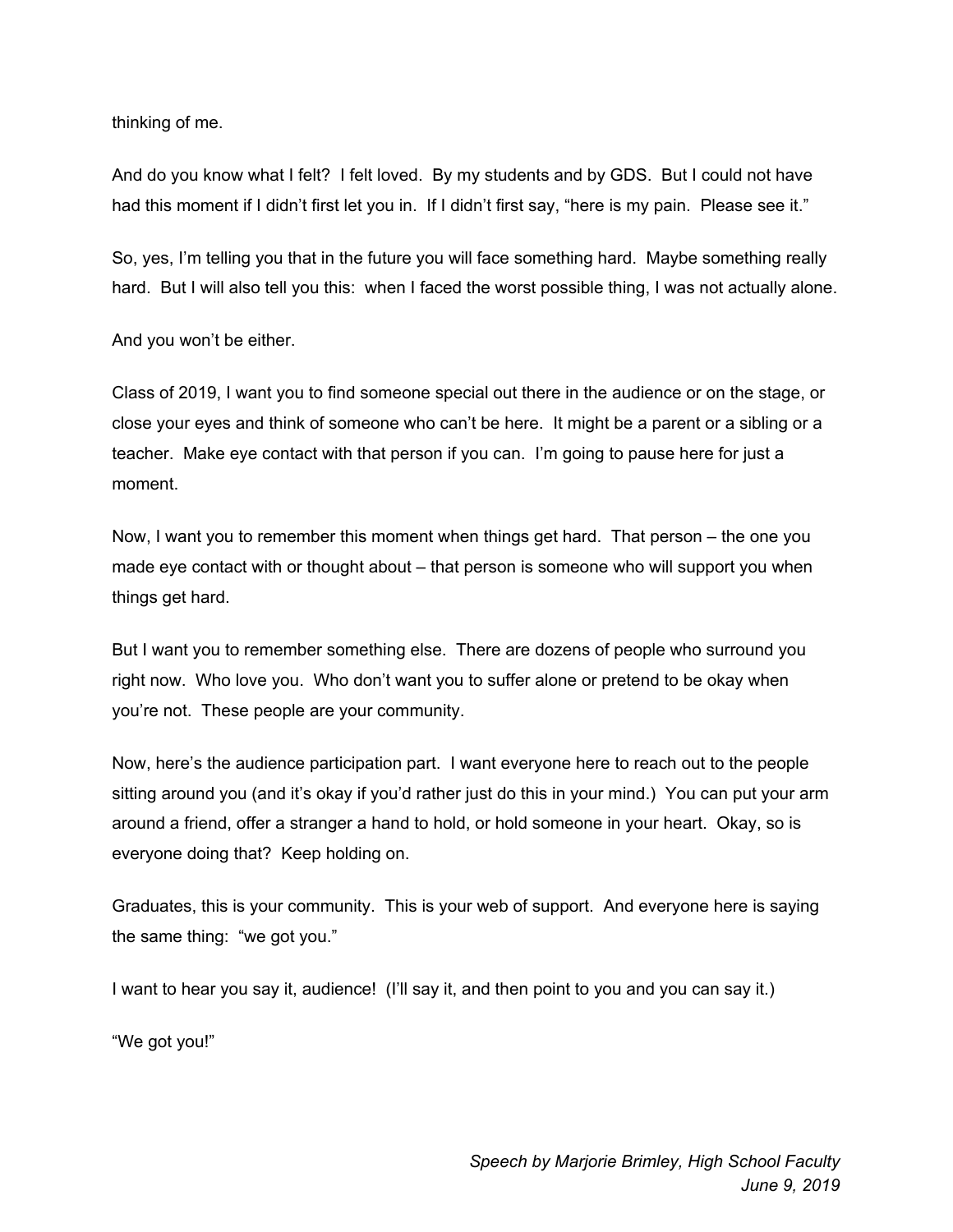thinking of me.

And do you know what I felt? I felt loved. By my students and by GDS. But I could not have had this moment if I didn't first let you in. If I didn't first say, "here is my pain. Please see it."

So, yes, I'm telling you that in the future you will face something hard. Maybe something really hard. But I will also tell you this: when I faced the worst possible thing, I was not actually alone.

And you won't be either.

Class of 2019, I want you to find someone special out there in the audience or on the stage, or close your eyes and think of someone who can't be here. It might be a parent or a sibling or a teacher. Make eye contact with that person if you can. I'm going to pause here for just a moment.

Now, I want you to remember this moment when things get hard. That person – the one you made eye contact with or thought about – that person is someone who will support you when things get hard.

But I want you to remember something else. There are dozens of people who surround you right now. Who love you. Who don't want you to suffer alone or pretend to be okay when you're not. These people are your community.

Now, here's the audience participation part. I want everyone here to reach out to the people sitting around you (and it's okay if you'd rather just do this in your mind.) You can put your arm around a friend, offer a stranger a hand to hold, or hold someone in your heart. Okay, so is everyone doing that? Keep holding on.

Graduates, this is your community. This is your web of support. And everyone here is saying the same thing: "we got you."

I want to hear you say it, audience! (I'll say it, and then point to you and you can say it.)

"We got you!"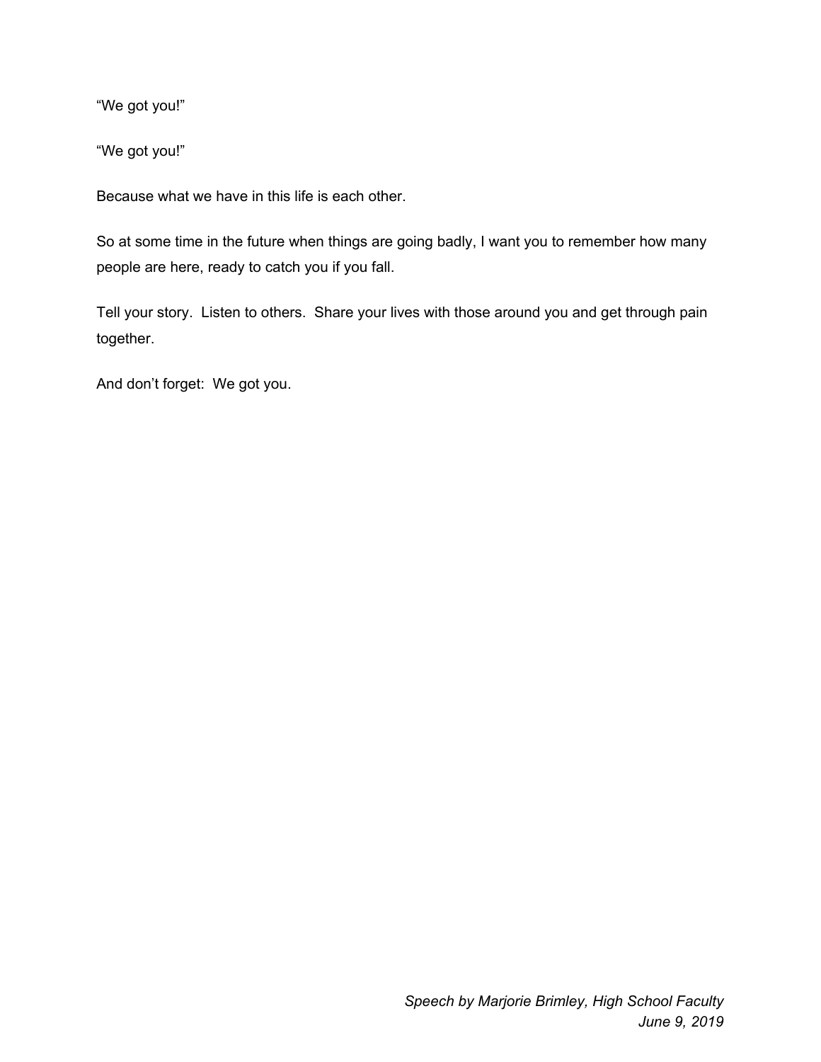"We got you!"

"We got you!"

Because what we have in this life is each other.

So at some time in the future when things are going badly, I want you to remember how many people are here, ready to catch you if you fall.

Tell your story. Listen to others. Share your lives with those around you and get through pain together.

And don't forget: We got you.

*Speech by Marjorie Brimley, High School Faculty*
*June 9, 2019*